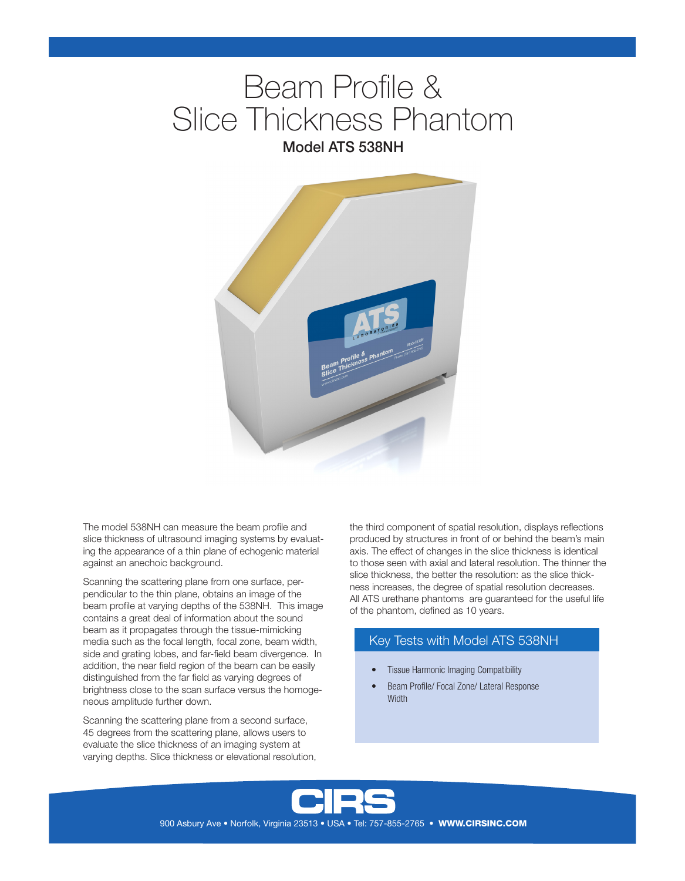# Beam Profile & Slice Thickness Phantom

## Model ATS 538NH

The model 538NH can measure the beam profile and slice thickness of ultrasound imaging systems by evaluating the appearance of a thin plane of echogenic material against an anechoic background.

Scanning the scattering plane from one surface, perpendicular to the thin plane, obtains an image of the beam profile at varying depths of the 538NH. This image contains a great deal of information about the sound beam as it propagates through the tissue-mimicking media such as the focal length, focal zone, beam width, side and grating lobes, and far-field beam divergence. In addition, the near field region of the beam can be easily distinguished from the far field as varying degrees of brightness close to the scan surface versus the homogeneous amplitude further down.

Scanning the scattering plane from a second surface, 45 degrees from the scattering plane, allows users to evaluate the slice thickness of an imaging system at varying depths. Slice thickness or elevational resolution, the third component of spatial resolution, displays reflections produced by structures in front of or behind the beam's main axis. The effect of changes in the slice thickness is identical to those seen with axial and lateral resolution. The thinner the slice thickness, the better the resolution: as the slice thickness increases, the degree of spatial resolution decreases. All ATS urethane phantoms are guaranteed for the useful life of the phantom, defined as 10 years.

### Key Tests with Model ATS 538NH

- Tissue Harmonic Imaging Compatibility
- Beam Profile/ Focal Zone/ Lateral Response Width

CIRS

900 Asbury Ave • Norfolk, Virginia 23513 • USA • Tel: 757-855-2765 • **WWW.CIRSINC.COM**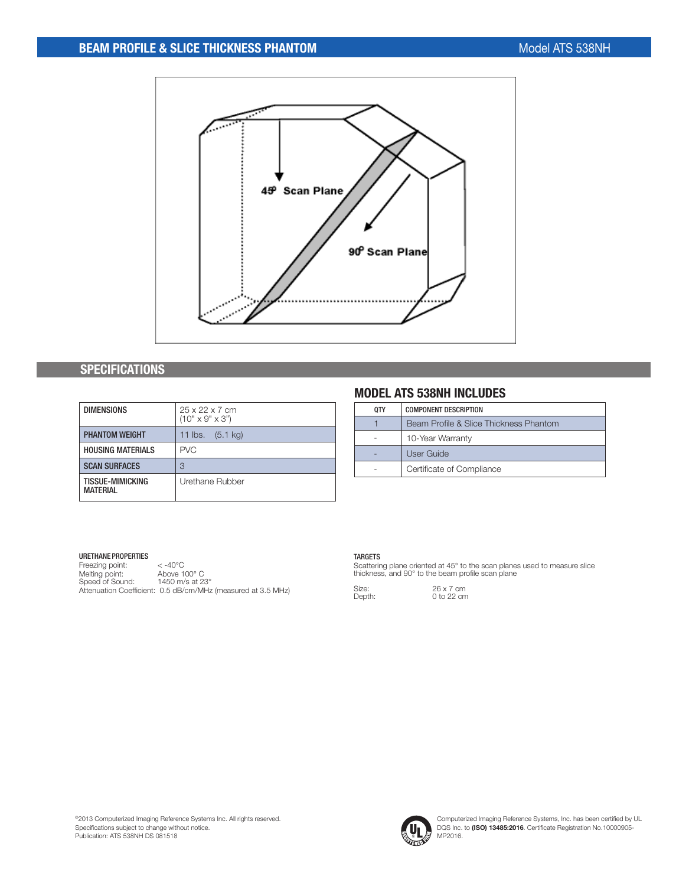# BEAM PROFILE & SLICE THICKNESS PHANTOM

Model ATS 538NH

45° Scan Plane

90° Scan Plane

## SPECIFICATIONS

| | |
|---|---|
| DIMENSIONS | 25 x 22 x 7 cm (10" x 9" x 3") |
| PHANTOM WEIGHT | 11 lbs. (5.1 kg) |
| HOUSING MATERIALS | PVC |
| SCAN SURFACES | 3 |
| TISSUE-MIMICKING MATERIAL | Urethane Rubber |

## MODEL ATS 538NH INCLUDES

| QTY | COMPONENT DESCRIPTION |
|---|---|
| 1 | Beam Profile & Slice Thickness Phantom |
| - | 10-Year Warranty |
| - | User Guide |
| - | Certificate of Compliance |

**URETHANE PROPERTIES**

Freezing point: < -40°C
Melting point: Above 100° C
Speed of Sound: 1450 m/s at 23°
Attenuation Coefficient: 0.5 dB/cm/MHz (measured at 3.5 MHz)

**TARGETS**

Scattering plane oriented at 45° to the scan planes used to measure slice thickness, and 90° to the beam profile scan plane

Size: 26 x 7 cm
Depth: 0 to 22 cm

©2013 Computerized Imaging Reference Systems Inc. All rights reserved.
Specifications subject to change without notice.
Publication: ATS 538NH DS 081518

Computerized Imaging Reference Systems, Inc. has been certified by UL DQS Inc. to **(ISO) 13485:2016**. Certificate Registration No.10000905-MP2016.